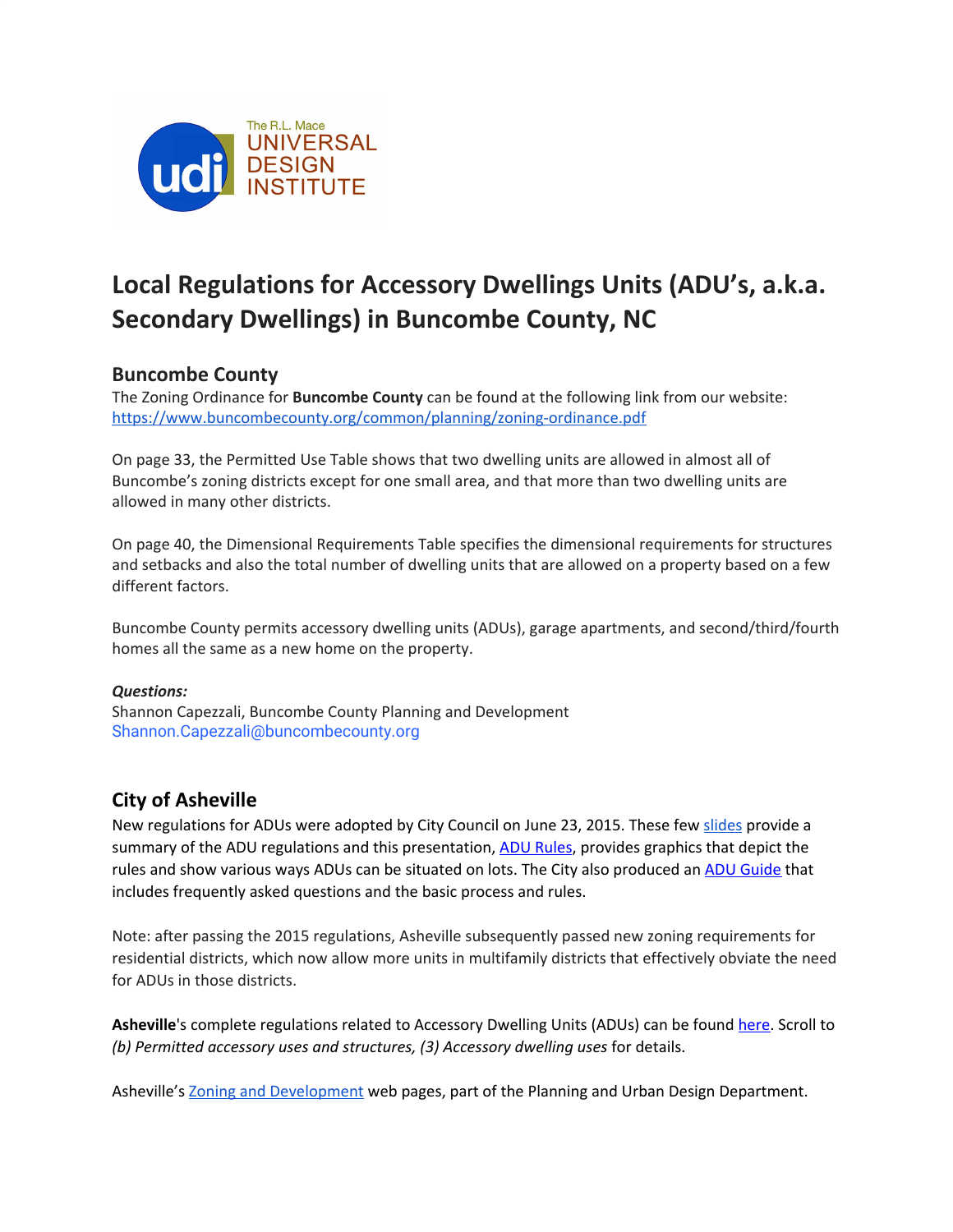# Local Regulations for Accessory Dwellings Units (ADU's, a.k.a. Secondary Dwellings) in Buncombe County, NC

## Buncombe County

The Zoning Ordinance for **Buncombe County** can be found at the following link from our website: https://www.buncombecounty.org/common/planning/zoning-ordinance.pdf

On page 33, the Permitted Use Table shows that two dwelling units are allowed in almost all of Buncombe's zoning districts except for one small area, and that more than two dwelling units are allowed in many other districts.

On page 40, the Dimensional Requirements Table specifies the dimensional requirements for structures and setbacks and also the total number of dwelling units that are allowed on a property based on a few different factors.

Buncombe County permits accessory dwelling units (ADUs), garage apartments, and second/third/fourth homes all the same as a new home on the property.

***Questions:***
Shannon Capezzali, Buncombe County Planning and Development
Shannon.Capezzali@buncombecounty.org

## City of Asheville

New regulations for ADUs were adopted by City Council on June 23, 2015. These few slides provide a summary of the ADU regulations and this presentation, ADU Rules, provides graphics that depict the rules and show various ways ADUs can be situated on lots. The City also produced an ADU Guide that includes frequently asked questions and the basic process and rules.

Note: after passing the 2015 regulations, Asheville subsequently passed new zoning requirements for residential districts, which now allow more units in multifamily districts that effectively obviate the need for ADUs in those districts.

**Asheville**'s complete regulations related to Accessory Dwelling Units (ADUs) can be found here. Scroll to *(b) Permitted accessory uses and structures, (3) Accessory dwelling uses* for details.

Asheville's Zoning and Development web pages, part of the Planning and Urban Design Department.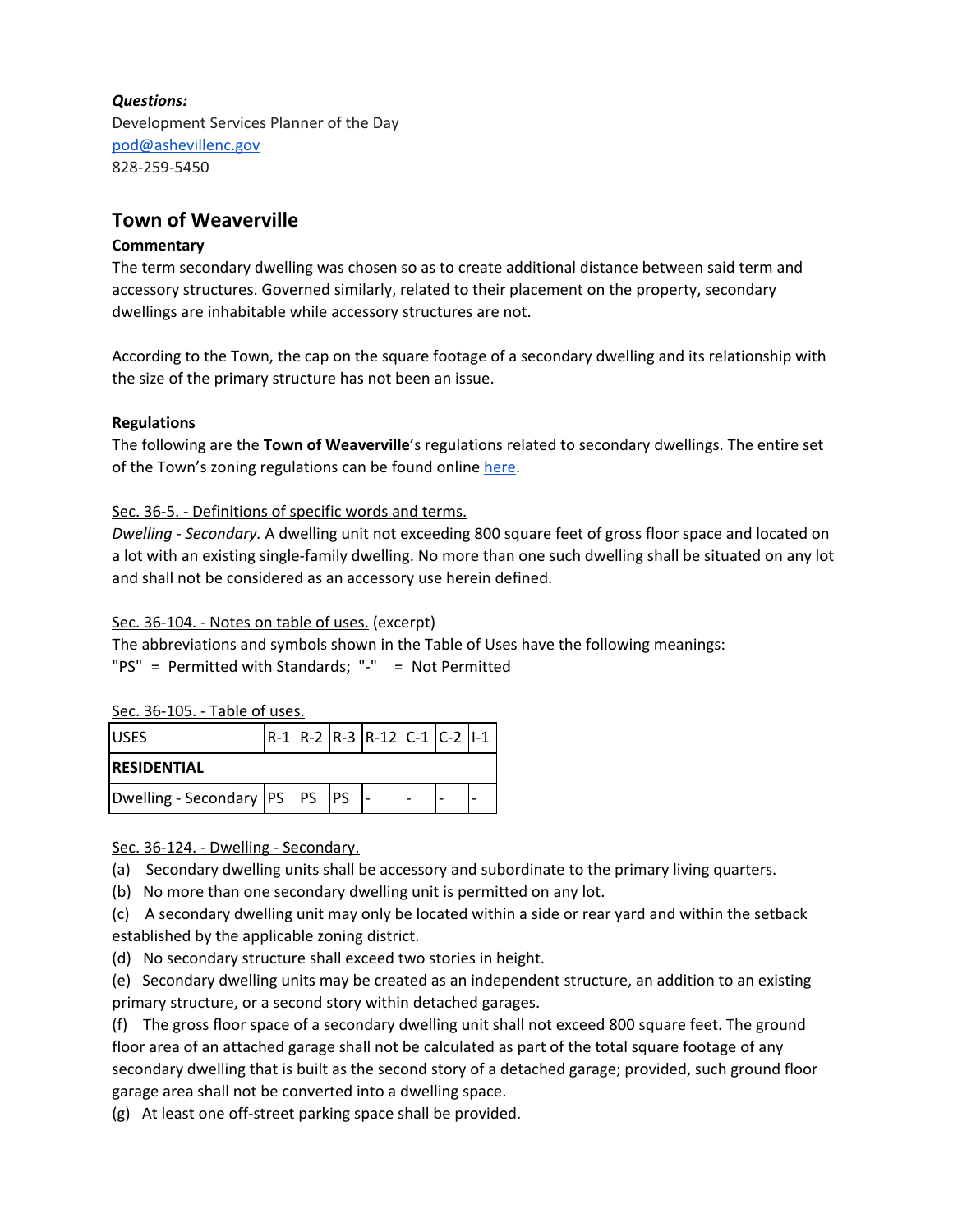***Questions:***
Development Services Planner of the Day
[pod@ashevillenc.gov](mailto:pod@ashevillenc.gov)
828-259-5450

## Town of Weaverville

**Commentary**

The term secondary dwelling was chosen so as to create additional distance between said term and accessory structures. Governed similarly, related to their placement on the property, secondary dwellings are inhabitable while accessory structures are not.

According to the Town, the cap on the square footage of a secondary dwelling and its relationship with the size of the primary structure has not been an issue.

**Regulations**

The following are the **Town of Weaverville**'s regulations related to secondary dwellings. The entire set of the Town's zoning regulations can be found online [here]().

Sec. 36-5. - Definitions of specific words and terms.

*Dwelling - Secondary.* A dwelling unit not exceeding 800 square feet of gross floor space and located on a lot with an existing single-family dwelling. No more than one such dwelling shall be situated on any lot and shall not be considered as an accessory use herein defined.

Sec. 36-104. - Notes on table of uses. (excerpt)

The abbreviations and symbols shown in the Table of Uses have the following meanings:
"PS" = Permitted with Standards; "-" = Not Permitted

Sec. 36-105. - Table of uses.

| USES | R-1 | R-2 | R-3 | R-12 | C-1 | C-2 | I-1 |
|---|---|---|---|---|---|---|---|
| **RESIDENTIAL** | | | | | | | |
| Dwelling - Secondary | PS | PS | PS | - | - | - | - |

Sec. 36-124. - Dwelling - Secondary.

(a) Secondary dwelling units shall be accessory and subordinate to the primary living quarters.
(b) No more than one secondary dwelling unit is permitted on any lot.
(c) A secondary dwelling unit may only be located within a side or rear yard and within the setback established by the applicable zoning district.
(d) No secondary structure shall exceed two stories in height.
(e) Secondary dwelling units may be created as an independent structure, an addition to an existing primary structure, or a second story within detached garages.
(f) The gross floor space of a secondary dwelling unit shall not exceed 800 square feet. The ground floor area of an attached garage shall not be calculated as part of the total square footage of any secondary dwelling that is built as the second story of a detached garage; provided, such ground floor garage area shall not be converted into a dwelling space.
(g) At least one off-street parking space shall be provided.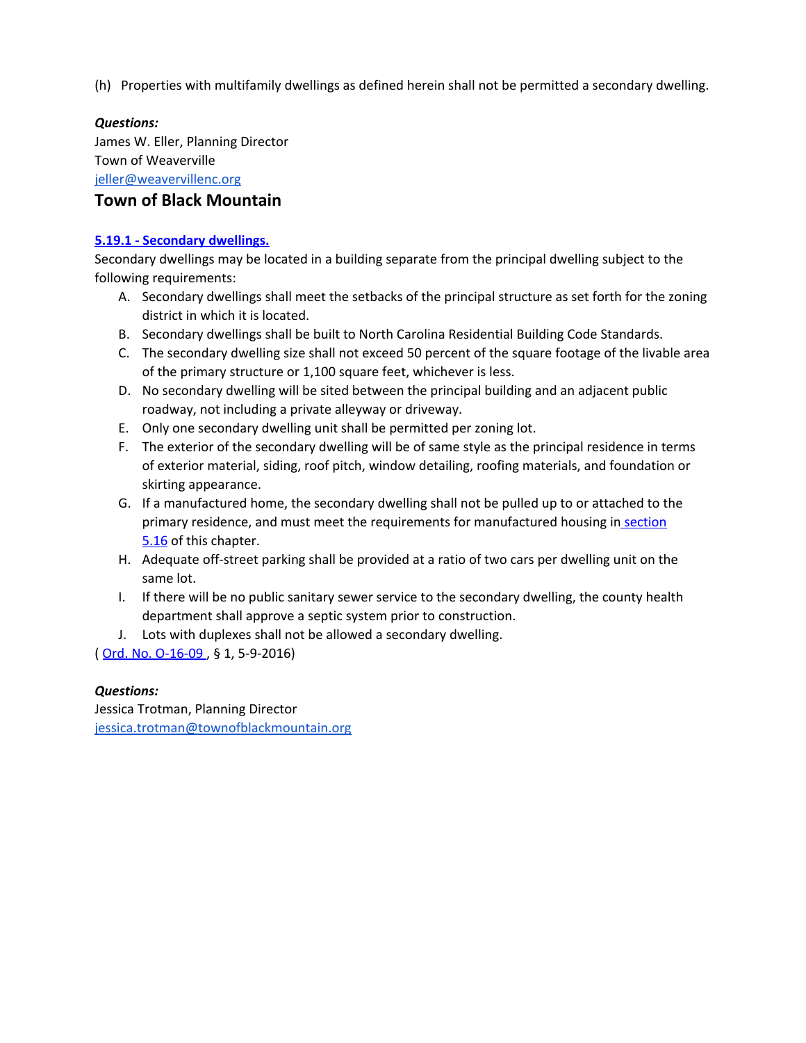(h) Properties with multifamily dwellings as defined herein shall not be permitted a secondary dwelling.

***Questions:***
James W. Eller, Planning Director
Town of Weaverville
jeller@weavervillenc.org

## Town of Black Mountain

**5.19.1 - Secondary dwellings.**

Secondary dwellings may be located in a building separate from the principal dwelling subject to the following requirements:

A. Secondary dwellings shall meet the setbacks of the principal structure as set forth for the zoning district in which it is located.
B. Secondary dwellings shall be built to North Carolina Residential Building Code Standards.
C. The secondary dwelling size shall not exceed 50 percent of the square footage of the livable area of the primary structure or 1,100 square feet, whichever is less.
D. No secondary dwelling will be sited between the principal building and an adjacent public roadway, not including a private alleyway or driveway.
E. Only one secondary dwelling unit shall be permitted per zoning lot.
F. The exterior of the secondary dwelling will be of same style as the principal residence in terms of exterior material, siding, roof pitch, window detailing, roofing materials, and foundation or skirting appearance.
G. If a manufactured home, the secondary dwelling shall not be pulled up to or attached to the primary residence, and must meet the requirements for manufactured housing in section 5.16 of this chapter.
H. Adequate off-street parking shall be provided at a ratio of two cars per dwelling unit on the same lot.
I. If there will be no public sanitary sewer service to the secondary dwelling, the county health department shall approve a septic system prior to construction.
J. Lots with duplexes shall not be allowed a secondary dwelling.

( Ord. No. O-16-09 , § 1, 5-9-2016)

***Questions:***
Jessica Trotman, Planning Director
jessica.trotman@townofblackmountain.org